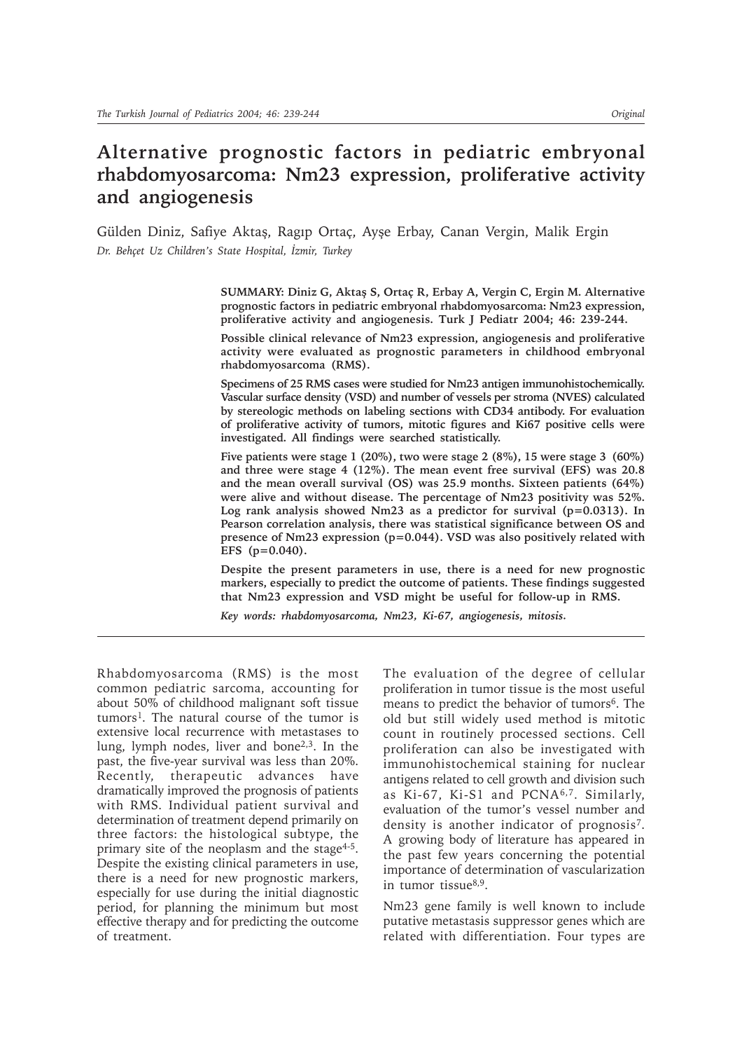# Alternative prognostic factors in pediatric embryonal rhabdomyosarcoma: Nm23 expression, proliferative activity and angiogenesis

Gülden Diniz, Safiye Aktaş, Ragıp Ortaç, Ayşe Erbay, Canan Vergin, Malik Ergin

*Dr. Behçet Uz Children's State Hospital, İzmir, Turkey*

**SUMMARY: Diniz G, Aktaş S, Ortaç R, Erbay A, Vergin C, Ergin M. Alternative prognostic factors in pediatric embryonal rhabdomyosarcoma: Nm23 expression, proliferative activity and angiogenesis. Turk J Pediatr 2004; 46: 239-244.**

**Possible clinical relevance of Nm23 expression, angiogenesis and proliferative activity were evaluated as prognostic parameters in childhood embryonal rhabdomyosarcoma (RMS).**

**Specimens of 25 RMS cases were studied for Nm23 antigen immunohistochemically. Vascular surface density (VSD) and number of vessels per stroma (NVES) calculated by stereologic methods on labeling sections with CD34 antibody. For evaluation of proliferative activity of tumors, mitotic figures and Ki67 positive cells were investigated. All findings were searched statistically.**

**Five patients were stage 1 (20%), two were stage 2 (8%), 15 were stage 3 (60%) and three were stage 4 (12%). The mean event free survival (EFS) was 20.8 and the mean overall survival (OS) was 25.9 months. Sixteen patients (64%) were alive and without disease. The percentage of Nm23 positivity was 52%. Log rank analysis showed Nm23 as a predictor for survival ($p=0.0313$). In Pearson correlation analysis, there was statistical significance between OS and presence of Nm23 expression ($p=0.044$). VSD was also positively related with EFS ($p=0.040$).**

**Despite the present parameters in use, there is a need for new prognostic markers, especially to predict the outcome of patients. These findings suggested that Nm23 expression and VSD might be useful for follow-up in RMS.**

***Key words: rhabdomyosarcoma, Nm23, Ki-67, angiogenesis, mitosis.***

Rhabdomyosarcoma (RMS) is the most common pediatric sarcoma, accounting for about 50% of childhood malignant soft tissue tumors[1]. The natural course of the tumor is extensive local recurrence with metastases to lung, lymph nodes, liver and bone[2,3]. In the past, the five-year survival was less than 20%. Recently, therapeutic advances have dramatically improved the prognosis of patients with RMS. Individual patient survival and determination of treatment depend primarily on three factors: the histological subtype, the primary site of the neoplasm and the stage[4-5]. Despite the existing clinical parameters in use, there is a need for new prognostic markers, especially for use during the initial diagnostic period, for planning the minimum but most effective therapy and for predicting the outcome of treatment.

The evaluation of the degree of cellular proliferation in tumor tissue is the most useful means to predict the behavior of tumors[6]. The old but still widely used method is mitotic count in routinely processed sections. Cell proliferation can also be investigated with immunohistochemical staining for nuclear antigens related to cell growth and division such as Ki-67, Ki-S1 and PCNA[6,7]. Similarly, evaluation of the tumor's vessel number and density is another indicator of prognosis[7]. A growing body of literature has appeared in the past few years concerning the potential importance of determination of vascularization in tumor tissue[8,9].

Nm23 gene family is well known to include putative metastasis suppressor genes which are related with differentiation. Four types are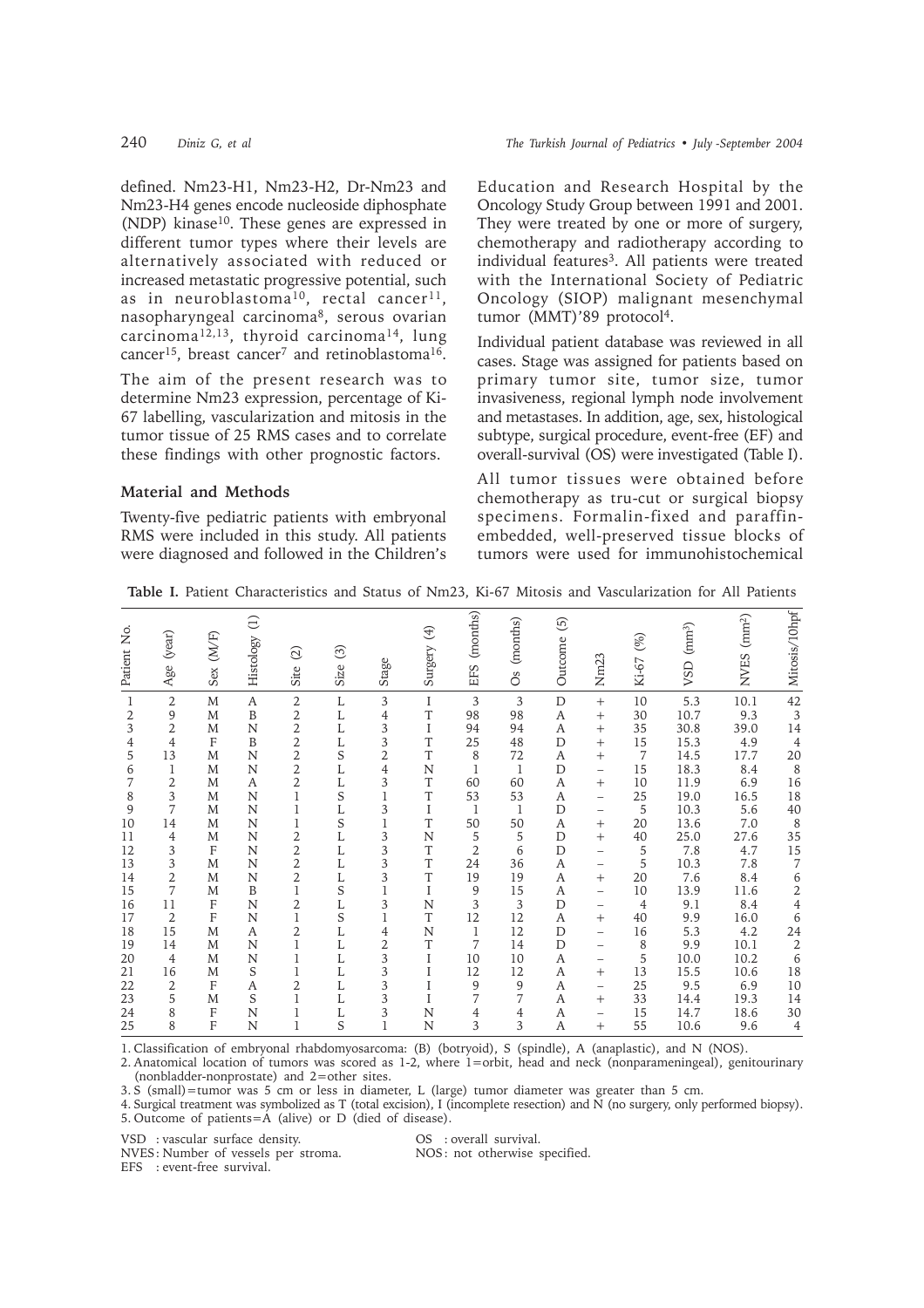defined. Nm23-H1, Nm23-H2, Dr-Nm23 and Nm23-H4 genes encode nucleoside diphosphate (NDP) kinase[10]. These genes are expressed in different tumor types where their levels are alternatively associated with reduced or increased metastatic progressive potential, such as in neuroblastoma[10], rectal cancer[11], nasopharyngeal carcinoma[8], serous ovarian carcinoma[12,13], thyroid carcinoma[14], lung cancer[15], breast cancer[7] and retinoblastoma[16].

The aim of the present research was to determine Nm23 expression, percentage of Ki-67 labelling, vascularization and mitosis in the tumor tissue of 25 RMS cases and to correlate these findings with other prognostic factors.

## Material and Methods

Twenty-five pediatric patients with embryonal RMS were included in this study. All patients were diagnosed and followed in the Children's Education and Research Hospital by the Oncology Study Group between 1991 and 2001. They were treated by one or more of surgery, chemotherapy and radiotherapy according to individual features[3]. All patients were treated with the International Society of Pediatric Oncology (SIOP) malignant mesenchymal tumor (MMT)'89 protocol[4].

Individual patient database was reviewed in all cases. Stage was assigned for patients based on primary tumor site, tumor size, tumor invasiveness, regional lymph node involvement and metastases. In addition, age, sex, histological subtype, surgical procedure, event-free (EF) and overall-survival (OS) were investigated (Table I).

All tumor tissues were obtained before chemotherapy as tru-cut or surgical biopsy specimens. Formalin-fixed and paraffin-embedded, well-preserved tissue blocks of tumors were used for immunohistochemical

**Table I.** Patient Characteristics and Status of Nm23, Ki-67 Mitosis and Vascularization for All Patients

| Patient No. | Age (year) | Sex (M/F) | Histology (1) | Site (2) | Size (3) | Stage | Surgery (4) | EFS (months) | Os (months) | Outcome (5) | Nm23 | Ki-67 (%) | VSD (mm$^3$) | NVES (mm$^2$) | Mitosis/10hpf |
|---|---|---|---|---|---|---|---|---|---|---|---|---|---|---|---|
| 1 | 2 | M | A | 2 | L | 3 | I | 3 | 3 | D | + | 10 | 5.3 | 10.1 | 42 |
| 2 | 9 | M | B | 2 | L | 4 | T | 98 | 98 | A | + | 30 | 10.7 | 9.3 | 3 |
| 3 | 2 | M | N | 2 | L | 3 | I | 94 | 94 | A | + | 35 | 30.8 | 39.0 | 14 |
| 4 | 4 | F | B | 2 | L | 3 | T | 25 | 48 | D | + | 15 | 15.3 | 4.9 | 4 |
| 5 | 13 | M | N | 2 | S | 2 | T | 8 | 72 | A | + | 7 | 14.5 | 17.7 | 20 |
| 6 | 1 | M | N | 2 | L | 4 | N | 1 | 1 | D | – | 15 | 18.3 | 8.4 | 8 |
| 7 | 2 | M | A | 2 | L | 3 | T | 60 | 60 | A | + | 10 | 11.9 | 6.9 | 16 |
| 8 | 3 | M | N | 1 | S | 1 | T | 53 | 53 | A | – | 25 | 19.0 | 16.5 | 18 |
| 9 | 7 | M | N | 1 | L | 3 | I | 1 | 1 | D | – | 5 | 10.3 | 5.6 | 40 |
| 10 | 14 | M | N | 1 | S | 1 | T | 50 | 50 | A | + | 20 | 13.6 | 7.0 | 8 |
| 11 | 4 | M | N | 2 | L | 3 | N | 5 | 5 | D | + | 40 | 25.0 | 27.6 | 35 |
| 12 | 3 | F | N | 2 | L | 3 | T | 2 | 6 | D | – | 5 | 7.8 | 4.7 | 15 |
| 13 | 3 | M | N | 2 | L | 3 | T | 24 | 36 | A | – | 5 | 10.3 | 7.8 | 7 |
| 14 | 2 | M | N | 2 | L | 3 | T | 19 | 19 | A | + | 20 | 7.6 | 8.4 | 6 |
| 15 | 7 | M | B | 1 | S | 1 | I | 9 | 15 | A | – | 10 | 13.9 | 11.6 | 2 |
| 16 | 11 | F | N | 2 | L | 3 | N | 3 | 3 | D | – | 4 | 9.1 | 8.4 | 4 |
| 17 | 2 | F | N | 1 | S | 1 | T | 12 | 12 | A | + | 40 | 9.9 | 16.0 | 6 |
| 18 | 15 | M | A | 2 | L | 4 | N | 1 | 12 | D | – | 16 | 5.3 | 4.2 | 24 |
| 19 | 14 | M | N | 1 | L | 2 | T | 7 | 14 | D | – | 8 | 9.9 | 10.1 | 2 |
| 20 | 4 | M | N | 1 | L | 3 | I | 10 | 10 | A | – | 5 | 10.0 | 10.2 | 6 |
| 21 | 16 | M | S | 1 | L | 3 | I | 12 | 12 | A | + | 13 | 15.5 | 10.6 | 18 |
| 22 | 2 | F | A | 2 | L | 3 | I | 9 | 9 | A | – | 25 | 9.5 | 6.9 | 10 |
| 23 | 5 | M | S | 1 | L | 3 | I | 7 | 7 | A | + | 33 | 14.4 | 19.3 | 14 |
| 24 | 8 | F | N | 1 | L | 3 | N | 4 | 4 | A | – | 15 | 14.7 | 18.6 | 30 |
| 25 | 8 | F | N | 1 | S | 1 | N | 3 | 3 | A | + | 55 | 10.6 | 9.6 | 4 |

1. Classification of embryonal rhabdomyosarcoma: (B) (botryoid), S (spindle), A (anaplastic), and N (NOS).
2. Anatomical location of tumors was scored as 1-2, where 1=orbit, head and neck (nonparameningeal), genitourinary (nonbladder-nonprostate) and 2=other sites.
3. S (small)=tumor was 5 cm or less in diameter, L (large) tumor diameter was greater than 5 cm.
4. Surgical treatment was symbolized as T (total excision), I (incomplete resection) and N (no surgery, only performed biopsy).
5. Outcome of patients=A (alive) or D (died of disease).

VSD : vascular surface density.
NVES: Number of vessels per stroma.
EFS : event-free survival.
OS : overall survival.
NOS: not otherwise specified.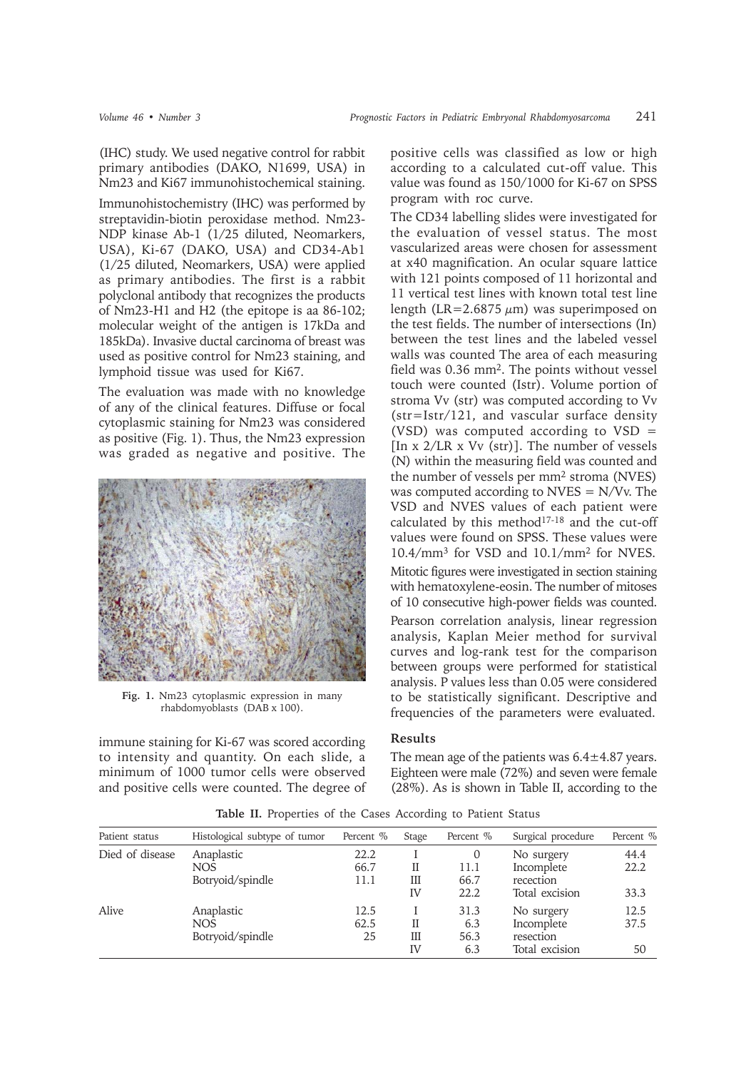(IHC) study. We used negative control for rabbit primary antibodies (DAKO, N1699, USA) in Nm23 and Ki67 immunohistochemical staining.

Immunohistochemistry (IHC) was performed by streptavidin-biotin peroxidase method. Nm23-NDP kinase Ab-1 (1/25 diluted, Neomarkers, USA), Ki-67 (DAKO, USA) and CD34-Ab1 (1/25 diluted, Neomarkers, USA) were applied as primary antibodies. The first is a rabbit polyclonal antibody that recognizes the products of Nm23-H1 and H2 (the epitope is aa 86-102; molecular weight of the antigen is 17kDa and 185kDa). Invasive ductal carcinoma of breast was used as positive control for Nm23 staining, and lymphoid tissue was used for Ki67.

The evaluation was made with no knowledge of any of the clinical features. Diffuse or focal cytoplasmic staining for Nm23 was considered as positive (Fig. 1). Thus, the Nm23 expression was graded as negative and positive. The immune staining for Ki-67 was scored according to intensity and quantity. On each slide, a minimum of 1000 tumor cells were observed and positive cells were counted. The degree of positive cells was classified as low or high according to a calculated cut-off value. This value was found as 150/1000 for Ki-67 on SPSS program with roc curve.

**Fig. 1.** Nm23 cytoplasmic expression in many rhabdomyoblasts (DAB x 100).

The CD34 labelling slides were investigated for the evaluation of vessel status. The most vascularized areas were chosen for assessment at x40 magnification. An ocular square lattice with 121 points composed of 11 horizontal and 11 vertical test lines with known total test line length (LR=2.6875 $\mu$m) was superimposed on the test fields. The number of intersections (In) between the test lines and the labeled vessel walls was counted The area of each measuring field was 0.36 $mm^2$. The points without vessel touch were counted (Istr). Volume portion of stroma Vv (str) was computed according to Vv (str=Istr/121, and vascular surface density (VSD) was computed according to VSD = [In x 2/LR x Vv (str)]. The number of vessels (N) within the measuring field was counted and the number of vessels per $mm^2$ stroma (NVES) was computed according to NVES = N/Vv. The VSD and NVES values of each patient were calculated by this method[17-18] and the cut-off values were found on SPSS. These values were 10.4/$mm^3$ for VSD and 10.1/$mm^2$ for NVES.

Mitotic figures were investigated in section staining with hematoxylene-eosin. The number of mitoses of 10 consecutive high-power fields was counted.

Pearson correlation analysis, linear regression analysis, Kaplan Meier method for survival curves and log-rank test for the comparison between groups were performed for statistical analysis. P values less than 0.05 were considered to be statistically significant. Descriptive and frequencies of the parameters were evaluated.

## Results

The mean age of the patients was 6.4±4.87 years. Eighteen were male (72%) and seven were female (28%). As is shown in Table II, according to the

**Table II.** Properties of the Cases According to Patient Status

| Patient status | Histological subtype of tumor | Percent % | Stage | Percent % | Surgical procedure | Percent % |
|---|---|---|---|---|---|---|
| Died of disease | Anaplastic | 22.2 | I | 0 | No surgery | 44.4 |
| | NOS | 66.7 | II | 11.1 | Incomplete recection | 22.2 |
| | Botryoid/spindle | 11.1 | III | 66.7 | | |
| | | | IV | 22.2 | Total excision | 33.3 |
| Alive | Anaplastic | 12.5 | I | 31.3 | No surgery | 12.5 |
| | NOS | 62.5 | II | 6.3 | Incomplete resection | 37.5 |
| | Botryoid/spindle | 25 | III | 56.3 | | |
| | | | IV | 6.3 | Total excision | 50 |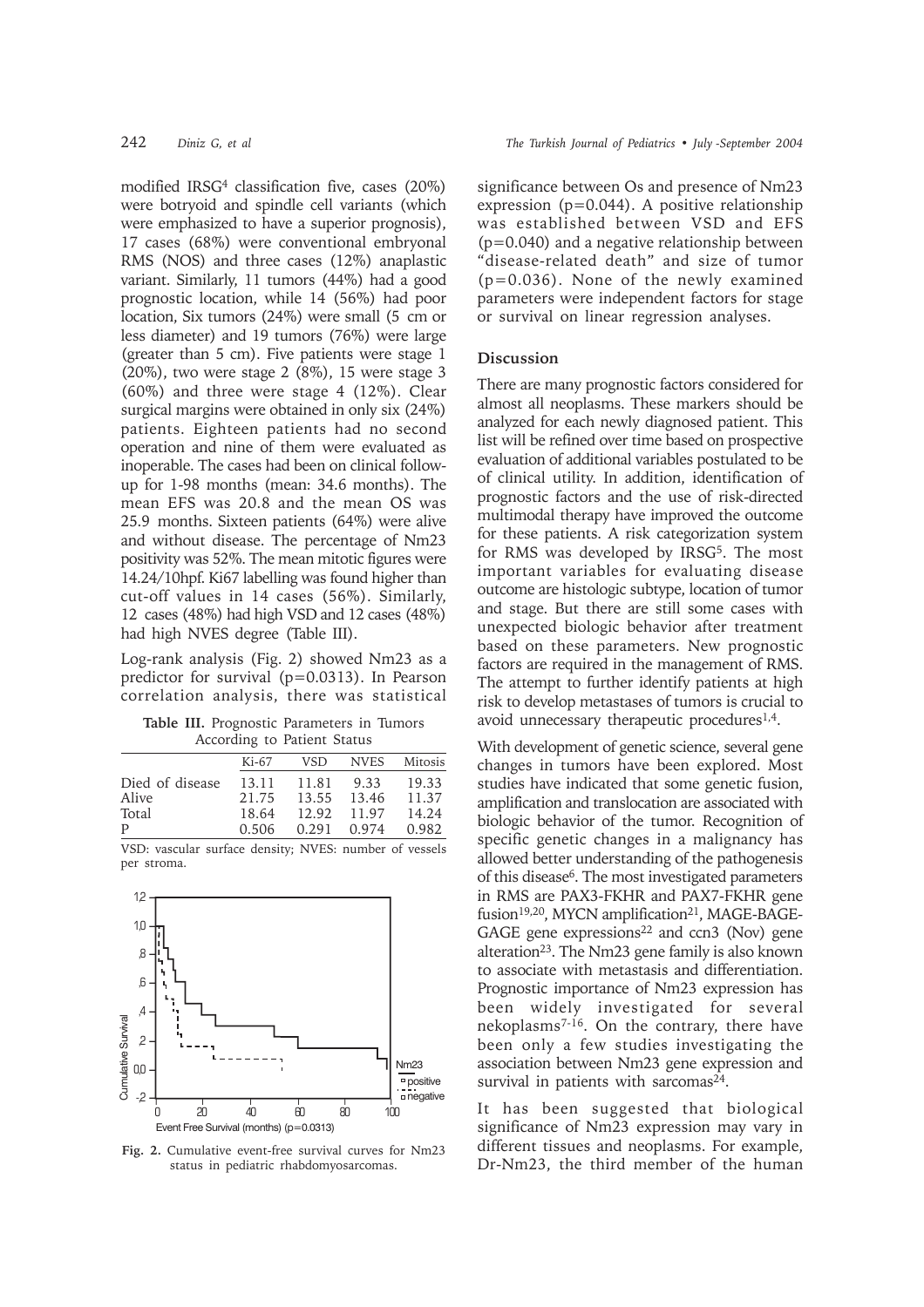modified IRSG[4] classification five, cases (20%) were botryoid and spindle cell variants (which were emphasized to have a superior prognosis), 17 cases (68%) were conventional embryonal RMS (NOS) and three cases (12%) anaplastic variant. Similarly, 11 tumors (44%) had a good prognostic location, while 14 (56%) had poor location, Six tumors (24%) were small (5 cm or less diameter) and 19 tumors (76%) were large (greater than 5 cm). Five patients were stage 1 (20%), two were stage 2 (8%), 15 were stage 3 (60%) and three were stage 4 (12%). Clear surgical margins were obtained in only six (24%) patients. Eighteen patients had no second operation and nine of them were evaluated as inoperable. The cases had been on clinical follow-up for 1-98 months (mean: 34.6 months). The mean EFS was 20.8 and the mean OS was 25.9 months. Sixteen patients (64%) were alive and without disease. The percentage of Nm23 positivity was 52%. The mean mitotic figures were 14.24/10hpf. Ki67 labelling was found higher than cut-off values in 14 cases (56%). Similarly, 12 cases (48%) had high VSD and 12 cases (48%) had high NVES degree (Table III).

Log-rank analysis (Fig. 2) showed Nm23 as a predictor for survival (p=0.0313). In Pearson correlation analysis, there was statistical significance between Os and presence of Nm23 expression (p=0.044). A positive relationship was established between VSD and EFS (p=0.040) and a negative relationship between "disease-related death" and size of tumor (p=0.036). None of the newly examined parameters were independent factors for stage or survival on linear regression analyses.

**Table III.** Prognostic Parameters in Tumors According to Patient Status

| | Ki-67 | VSD | NVES | Mitosis |
|---|---|---|---|---|
| Died of disease | 13.11 | 11.81 | 9.33 | 19.33 |
| Alive | 21.75 | 13.55 | 13.46 | 11.37 |
| Total | 18.64 | 12.92 | 11.97 | 14.24 |
| P | 0.506 | 0.291 | 0.974 | 0.982 |

VSD: vascular surface density; NVES: number of vessels per stroma.

**Fig. 2.** Cumulative event-free survival curves for Nm23 status in pediatric rhabdomyosarcomas.

## Discussion

There are many prognostic factors considered for almost all neoplasms. These markers should be analyzed for each newly diagnosed patient. This list will be refined over time based on prospective evaluation of additional variables postulated to be of clinical utility. In addition, identification of prognostic factors and the use of risk-directed multimodal therapy have improved the outcome for these patients. A risk categorization system for RMS was developed by IRSG[5]. The most important variables for evaluating disease outcome are histologic subtype, location of tumor and stage. But there are still some cases with unexpected biologic behavior after treatment based on these parameters. New prognostic factors are required in the management of RMS. The attempt to further identify patients at high risk to develop metastases of tumors is crucial to avoid unnecessary therapeutic procedures[1,4].

With development of genetic science, several gene changes in tumors have been explored. Most studies have indicated that some genetic fusion, amplification and translocation are associated with biologic behavior of the tumor. Recognition of specific genetic changes in a malignancy has allowed better understanding of the pathogenesis of this disease[6]. The most investigated parameters in RMS are PAX3-FKHR and PAX7-FKHR gene fusion[19,20], MYCN amplification[21], MAGE-BAGE-GAGE gene expressions[22] and ccn3 (Nov) gene alteration[23]. The Nm23 gene family is also known to associate with metastasis and differentiation. Prognostic importance of Nm23 expression has been widely investigated for several nekoplasms[7-16]. On the contrary, there have been only a few studies investigating the association between Nm23 gene expression and survival in patients with sarcomas[24].

It has been suggested that biological significance of Nm23 expression may vary in different tissues and neoplasms. For example, Dr-Nm23, the third member of the human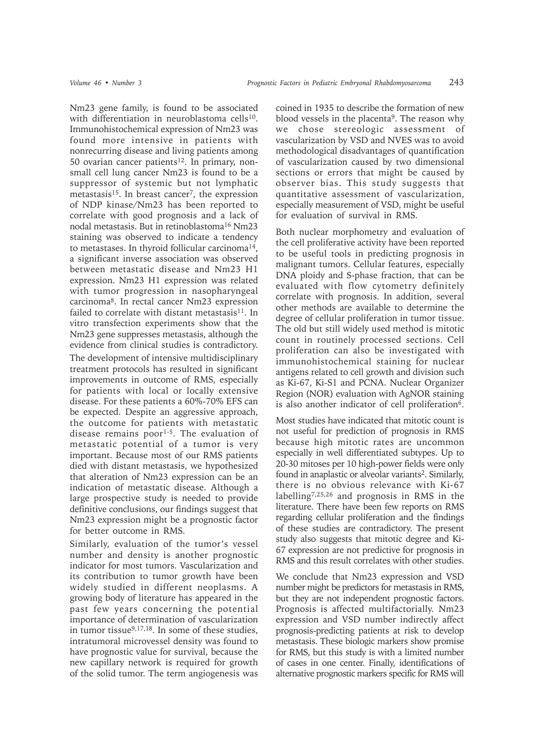Nm23 gene family, is found to be associated with differentiation in neuroblastoma cells[10]. Immunohistochemical expression of Nm23 was found more intensive in patients with nonrecurring disease and living patients among 50 ovarian cancer patients[12]. In primary, non-small cell lung cancer Nm23 is found to be a suppressor of systemic but not lymphatic metastasis[15]. In breast cancer[7], the expression of NDP kinase/Nm23 has been reported to correlate with good prognosis and a lack of nodal metastasis. But in retinoblastoma[16] Nm23 staining was observed to indicate a tendency to metastases. In thyroid follicular carcinoma[14], a significant inverse association was observed between metastatic disease and Nm23 H1 expression. Nm23 H1 expression was related with tumor progression in nasopharyngeal carcinoma[8]. In rectal cancer Nm23 expression failed to correlate with distant metastasis[11]. In vitro transfection experiments show that the Nm23 gene suppresses metastasis, although the evidence from clinical studies is contradictory.

The development of intensive multidisciplinary treatment protocols has resulted in significant improvements in outcome of RMS, especially for patients with local or locally extensive disease. For these patients a 60%-70% EFS can be expected. Despite an aggressive approach, the outcome for patients with metastatic disease remains poor[1-5]. The evaluation of metastatic potential of a tumor is very important. Because most of our RMS patients died with distant metastasis, we hypothesized that alteration of Nm23 expression can be an indication of metastatic disease. Although a large prospective study is needed to provide definitive conclusions, our findings suggest that Nm23 expression might be a prognostic factor for better outcome in RMS.

Similarly, evaluation of the tumor's vessel number and density is another prognostic indicator for most tumors. Vascularization and its contribution to tumor growth have been widely studied in different neoplasms. A growing body of literature has appeared in the past few years concerning the potential importance of determination of vascularization in tumor tissue[9,17,18]. In some of these studies, intratumoral microvessel density was found to have prognostic value for survival, because the new capillary network is required for growth of the solid tumor. The term angiogenesis was coined in 1935 to describe the formation of new blood vessels in the placenta[9]. The reason why we chose stereologic assessment of vascularization by VSD and NVES was to avoid methodological disadvantages of quantification of vascularization caused by two dimensional sections or errors that might be caused by observer bias. This study suggests that quantitative assessment of vascularization, especially measurement of VSD, might be useful for evaluation of survival in RMS.

Both nuclear morphometry and evaluation of the cell proliferative activity have been reported to be useful tools in predicting prognosis in malignant tumors. Cellular features, especially DNA ploidy and S-phase fraction, that can be evaluated with flow cytometry definitely correlate with prognosis. In addition, several other methods are available to determine the degree of cellular proliferation in tumor tissue. The old but still widely used method is mitotic count in routinely processed sections. Cell proliferation can also be investigated with immunohistochemical staining for nuclear antigens related to cell growth and division such as Ki-67, Ki-S1 and PCNA. Nuclear Organizer Region (NOR) evaluation with AgNOR staining is also another indicator of cell proliferation[6].

Most studies have indicated that mitotic count is not useful for prediction of prognosis in RMS because high mitotic rates are uncommon especially in well differentiated subtypes. Up to 20-30 mitoses per 10 high-power fields were only found in anaplastic or alveolar variants[2]. Similarly, there is no obvious relevance with Ki-67 labelling[7,25,26] and prognosis in RMS in the literature. There have been few reports on RMS regarding cellular proliferation and the findings of these studies are contradictory. The present study also suggests that mitotic degree and Ki-67 expression are not predictive for prognosis in RMS and this result correlates with other studies.

We conclude that Nm23 expression and VSD number might be predictors for metastasis in RMS, but they are not independent prognostic factors. Prognosis is affected multifactorially. Nm23 expression and VSD number indirectly affect prognosis-predicting patients at risk to develop metastasis. These biologic markers show promise for RMS, but this study is with a limited number of cases in one center. Finally, identifications of alternative prognostic markers specific for RMS will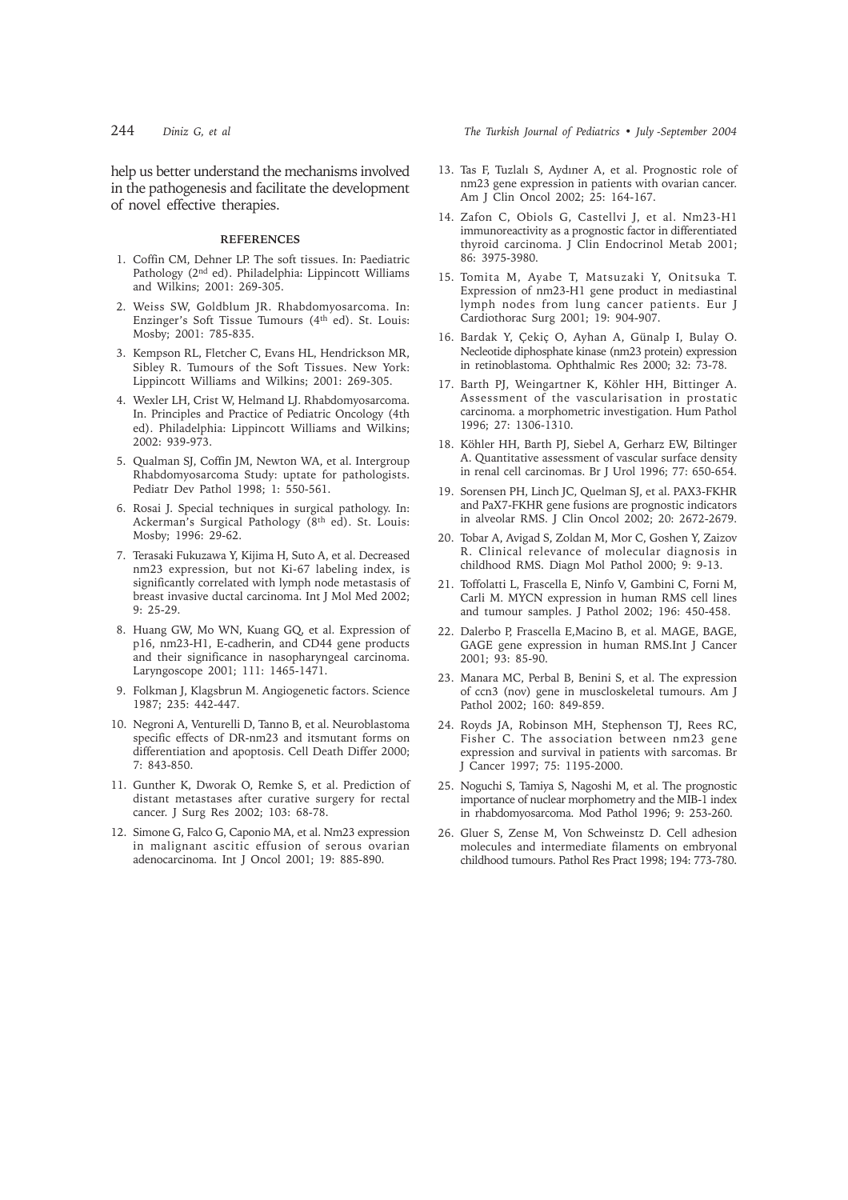help us better understand the mechanisms involved in the pathogenesis and facilitate the development of novel effective therapies.

## REFERENCES

1. Coffin CM, Dehner LP. The soft tissues. In: Paediatric Pathology (2nd ed). Philadelphia: Lippincott Williams and Wilkins; 2001: 269-305.
2. Weiss SW, Goldblum JR. Rhabdomyosarcoma. In: Enzinger's Soft Tissue Tumours (4th ed). St. Louis: Mosby; 2001: 785-835.
3. Kempson RL, Fletcher C, Evans HL, Hendrickson MR, Sibley R. Tumours of the Soft Tissues. New York: Lippincott Williams and Wilkins; 2001: 269-305.
4. Wexler LH, Crist W, Helmand LJ. Rhabdomyosarcoma. In. Principles and Practice of Pediatric Oncology (4th ed). Philadelphia: Lippincott Williams and Wilkins; 2002: 939-973.
5. Qualman SJ, Coffin JM, Newton WA, et al. Intergroup Rhabdomyosarcoma Study: uptate for pathologists. Pediatr Dev Pathol 1998; 1: 550-561.
6. Rosai J. Special techniques in surgical pathology. In: Ackerman's Surgical Pathology (8th ed). St. Louis: Mosby; 1996: 29-62.
7. Terasaki Fukuzawa Y, Kijima H, Suto A, et al. Decreased nm23 expression, but not Ki-67 labeling index, is significantly correlated with lymph node metastasis of breast invasive ductal carcinoma. Int J Mol Med 2002; 9: 25-29.
8. Huang GW, Mo WN, Kuang GQ, et al. Expression of p16, nm23-H1, E-cadherin, and CD44 gene products and their significance in nasopharyngeal carcinoma. Laryngoscope 2001; 111: 1465-1471.
9. Folkman J, Klagsbrun M. Angiogenetic factors. Science 1987; 235: 442-447.
10. Negroni A, Venturelli D, Tanno B, et al. Neuroblastoma specific effects of DR-nm23 and itsmutant forms on differentiation and apoptosis. Cell Death Differ 2000; 7: 843-850.
11. Gunther K, Dworak O, Remke S, et al. Prediction of distant metastases after curative surgery for rectal cancer. J Surg Res 2002; 103: 68-78.
12. Simone G, Falco G, Caponio MA, et al. Nm23 expression in malignant ascitic effusion of serous ovarian adenocarcinoma. Int J Oncol 2001; 19: 885-890.
13. Tas F, Tuzlalı S, Aydıner A, et al. Prognostic role of nm23 gene expression in patients with ovarian cancer. Am J Clin Oncol 2002; 25: 164-167.
14. Zafon C, Obiols G, Castellvi J, et al. Nm23-H1 immunoreactivity as a prognostic factor in differentiated thyroid carcinoma. J Clin Endocrinol Metab 2001; 86: 3975-3980.
15. Tomita M, Ayabe T, Matsuzaki Y, Onitsuka T. Expression of nm23-H1 gene product in mediastinal lymph nodes from lung cancer patients. Eur J Cardiothorac Surg 2001; 19: 904-907.
16. Bardak Y, Çekiç O, Ayhan A, Günalp I, Bulay O. Necleotide diphosphate kinase (nm23 protein) expression in retinoblastoma. Ophthalmic Res 2000; 32: 73-78.
17. Barth PJ, Weingartner K, Köhler HH, Bittinger A. Assessment of the vascularisation in prostatic carcinoma. a morphometric investigation. Hum Pathol 1996; 27: 1306-1310.
18. Köhler HH, Barth PJ, Siebel A, Gerharz EW, Biltinger A. Quantitative assessment of vascular surface density in renal cell carcinomas. Br J Urol 1996; 77: 650-654.
19. Sorensen PH, Linch JC, Quelman SJ, et al. PAX3-FKHR and PaX7-FKHR gene fusions are prognostic indicators in alveolar RMS. J Clin Oncol 2002; 20: 2672-2679.
20. Tobar A, Avigad S, Zoldan M, Mor C, Goshen Y, Zaizov R. Clinical relevance of molecular diagnosis in childhood RMS. Diagn Mol Pathol 2000; 9: 9-13.
21. Toffolatti L, Frascella E, Ninfo V, Gambini C, Forni M, Carli M. MYCN expression in human RMS cell lines and tumour samples. J Pathol 2002; 196: 450-458.
22. Dalerbo P, Frascella E,Macino B, et al. MAGE, BAGE, GAGE gene expression in human RMS.Int J Cancer 2001; 93: 85-90.
23. Manara MC, Perbal B, Benini S, et al. The expression of ccn3 (nov) gene in muscloskeletal tumours. Am J Pathol 2002; 160: 849-859.
24. Royds JA, Robinson MH, Stephenson TJ, Rees RC, Fisher C. The association between nm23 gene expression and survival in patients with sarcomas. Br J Cancer 1997; 75: 1195-2000.
25. Noguchi S, Tamiya S, Nagoshi M, et al. The prognostic importance of nuclear morphometry and the MIB-1 index in rhabdomyosarcoma. Mod Pathol 1996; 9: 253-260.
26. Gluer S, Zense M, Von Schweinstz D. Cell adhesion molecules and intermediate filaments on embryonal childhood tumours. Pathol Res Pract 1998; 194: 773-780.